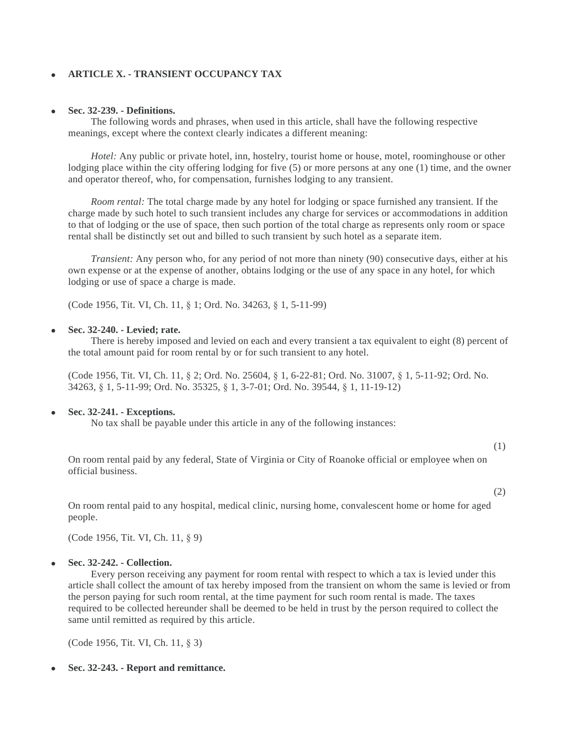- **ARTICLE X. - TRANSIENT OCCUPANCY TAX**

- **Sec. 32-239. - Definitions.**

  The following words and phrases, when used in this article, shall have the following respective meanings, except where the context clearly indicates a different meaning:

  *Hotel:* Any public or private hotel, inn, hostelry, tourist home or house, motel, roominghouse or other lodging place within the city offering lodging for five (5) or more persons at any one (1) time, and the owner and operator thereof, who, for compensation, furnishes lodging to any transient.

  *Room rental:* The total charge made by any hotel for lodging or space furnished any transient. If the charge made by such hotel to such transient includes any charge for services or accommodations in addition to that of lodging or the use of space, then such portion of the total charge as represents only room or space rental shall be distinctly set out and billed to such transient by such hotel as a separate item.

  *Transient:* Any person who, for any period of not more than ninety (90) consecutive days, either at his own expense or at the expense of another, obtains lodging or the use of any space in any hotel, for which lodging or use of space a charge is made.

  (Code 1956, Tit. VI, Ch. 11, § 1; Ord. No. 34263, § 1, 5-11-99)

- **Sec. 32-240. - Levied; rate.**

  There is hereby imposed and levied on each and every transient a tax equivalent to eight (8) percent of the total amount paid for room rental by or for such transient to any hotel.

  (Code 1956, Tit. VI, Ch. 11, § 2; Ord. No. 25604, § 1, 6-22-81; Ord. No. 31007, § 1, 5-11-92; Ord. No. 34263, § 1, 5-11-99; Ord. No. 35325, § 1, 3-7-01; Ord. No. 39544, § 1, 11-19-12)

- **Sec. 32-241. - Exceptions.**

  No tax shall be payable under this article in any of the following instances:

  (1) On room rental paid by any federal, State of Virginia or City of Roanoke official or employee when on official business.

  (2) On room rental paid to any hospital, medical clinic, nursing home, convalescent home or home for aged people.

  (Code 1956, Tit. VI, Ch. 11, § 9)

- **Sec. 32-242. - Collection.**

  Every person receiving any payment for room rental with respect to which a tax is levied under this article shall collect the amount of tax hereby imposed from the transient on whom the same is levied or from the person paying for such room rental, at the time payment for such room rental is made. The taxes required to be collected hereunder shall be deemed to be held in trust by the person required to collect the same until remitted as required by this article.

  (Code 1956, Tit. VI, Ch. 11, § 3)

- **Sec. 32-243. - Report and remittance.**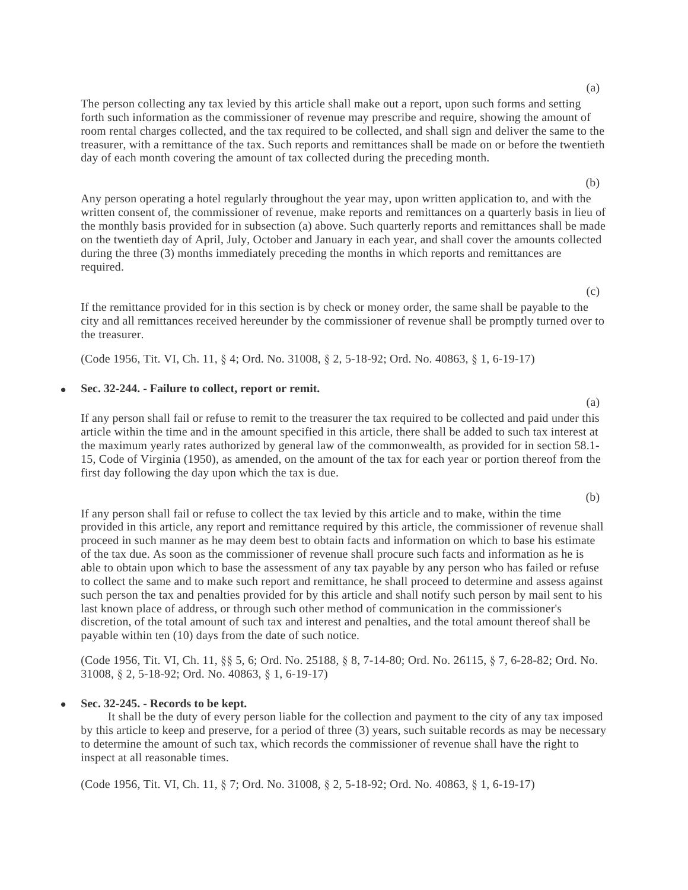(a)

The person collecting any tax levied by this article shall make out a report, upon such forms and setting forth such information as the commissioner of revenue may prescribe and require, showing the amount of room rental charges collected, and the tax required to be collected, and shall sign and deliver the same to the treasurer, with a remittance of the tax. Such reports and remittances shall be made on or before the twentieth day of each month covering the amount of tax collected during the preceding month.

(b)

Any person operating a hotel regularly throughout the year may, upon written application to, and with the written consent of, the commissioner of revenue, make reports and remittances on a quarterly basis in lieu of the monthly basis provided for in subsection (a) above. Such quarterly reports and remittances shall be made on the twentieth day of April, July, October and January in each year, and shall cover the amounts collected during the three (3) months immediately preceding the months in which reports and remittances are required.

(c)

If the remittance provided for in this section is by check or money order, the same shall be payable to the city and all remittances received hereunder by the commissioner of revenue shall be promptly turned over to the treasurer.

(Code 1956, Tit. VI, Ch. 11, § 4; Ord. No. 31008, § 2, 5-18-92; Ord. No. 40863, § 1, 6-19-17)

- **Sec. 32-244. - Failure to collect, report or remit.**

(a)

If any person shall fail or refuse to remit to the treasurer the tax required to be collected and paid under this article within the time and in the amount specified in this article, there shall be added to such tax interest at the maximum yearly rates authorized by general law of the commonwealth, as provided for in section 58.1-15, Code of Virginia (1950), as amended, on the amount of the tax for each year or portion thereof from the first day following the day upon which the tax is due.

(b)

If any person shall fail or refuse to collect the tax levied by this article and to make, within the time provided in this article, any report and remittance required by this article, the commissioner of revenue shall proceed in such manner as he may deem best to obtain facts and information on which to base his estimate of the tax due. As soon as the commissioner of revenue shall procure such facts and information as he is able to obtain upon which to base the assessment of any tax payable by any person who has failed or refuse to collect the same and to make such report and remittance, he shall proceed to determine and assess against such person the tax and penalties provided for by this article and shall notify such person by mail sent to his last known place of address, or through such other method of communication in the commissioner's discretion, of the total amount of such tax and interest and penalties, and the total amount thereof shall be payable within ten (10) days from the date of such notice.

(Code 1956, Tit. VI, Ch. 11, §§ 5, 6; Ord. No. 25188, § 8, 7-14-80; Ord. No. 26115, § 7, 6-28-82; Ord. No. 31008, § 2, 5-18-92; Ord. No. 40863, § 1, 6-19-17)

- **Sec. 32-245. - Records to be kept.**

It shall be the duty of every person liable for the collection and payment to the city of any tax imposed by this article to keep and preserve, for a period of three (3) years, such suitable records as may be necessary to determine the amount of such tax, which records the commissioner of revenue shall have the right to inspect at all reasonable times.

(Code 1956, Tit. VI, Ch. 11, § 7; Ord. No. 31008, § 2, 5-18-92; Ord. No. 40863, § 1, 6-19-17)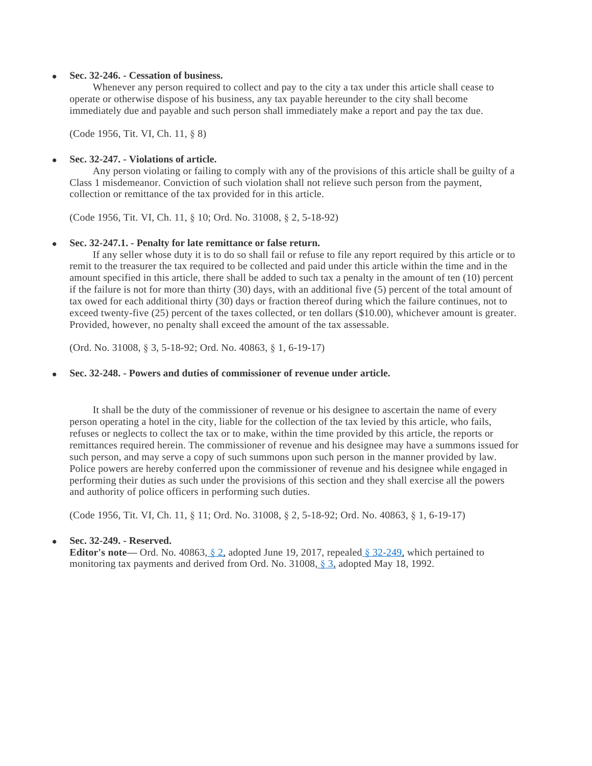- **Sec. 32-246. - Cessation of business.**

  Whenever any person required to collect and pay to the city a tax under this article shall cease to operate or otherwise dispose of his business, any tax payable hereunder to the city shall become immediately due and payable and such person shall immediately make a report and pay the tax due.

  (Code 1956, Tit. VI, Ch. 11, § 8)

- **Sec. 32-247. - Violations of article.**

  Any person violating or failing to comply with any of the provisions of this article shall be guilty of a Class 1 misdemeanor. Conviction of such violation shall not relieve such person from the payment, collection or remittance of the tax provided for in this article.

  (Code 1956, Tit. VI, Ch. 11, § 10; Ord. No. 31008, § 2, 5-18-92)

- **Sec. 32-247.1. - Penalty for late remittance or false return.**

  If any seller whose duty it is to do so shall fail or refuse to file any report required by this article or to remit to the treasurer the tax required to be collected and paid under this article within the time and in the amount specified in this article, there shall be added to such tax a penalty in the amount of ten (10) percent if the failure is not for more than thirty (30) days, with an additional five (5) percent of the total amount of tax owed for each additional thirty (30) days or fraction thereof during which the failure continues, not to exceed twenty-five (25) percent of the taxes collected, or ten dollars ($10.00), whichever amount is greater. Provided, however, no penalty shall exceed the amount of the tax assessable.

  (Ord. No. 31008, § 3, 5-18-92; Ord. No. 40863, § 1, 6-19-17)

- **Sec. 32-248. - Powers and duties of commissioner of revenue under article.**

  It shall be the duty of the commissioner of revenue or his designee to ascertain the name of every person operating a hotel in the city, liable for the collection of the tax levied by this article, who fails, refuses or neglects to collect the tax or to make, within the time provided by this article, the reports or remittances required herein. The commissioner of revenue and his designee may have a summons issued for such person, and may serve a copy of such summons upon such person in the manner provided by law. Police powers are hereby conferred upon the commissioner of revenue and his designee while engaged in performing their duties as such under the provisions of this section and they shall exercise all the powers and authority of police officers in performing such duties.

  (Code 1956, Tit. VI, Ch. 11, § 11; Ord. No. 31008, § 2, 5-18-92; Ord. No. 40863, § 1, 6-19-17)

- **Sec. 32-249. - Reserved.**

  **Editor's note—** Ord. No. 40863, § 2, adopted June 19, 2017, repealed § 32-249, which pertained to monitoring tax payments and derived from Ord. No. 31008, § 3, adopted May 18, 1992.